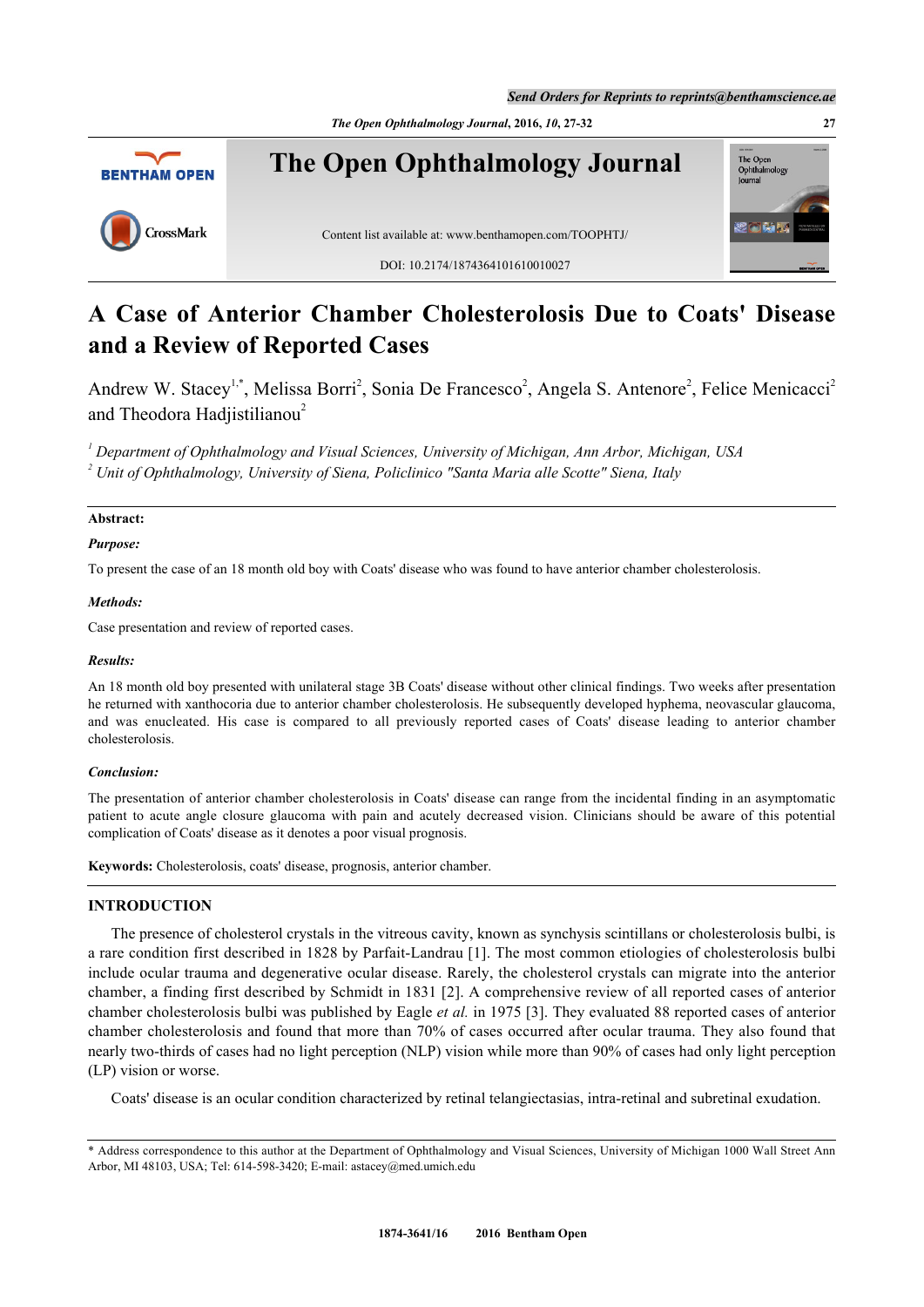# A Case of Anterior Chamber Cholesterolosis Due to Coats' Disease and a Review of Reported Cases

Andrew W. Stacey[1,*], Melissa Borri[2], Sonia De Francesco[2], Angela S. Antenore[2], Felice Menicacci[2] and Theodora Hadjistilianou[2]

[1] *Department of Ophthalmology and Visual Sciences, University of Michigan, Ann Arbor, Michigan, USA*
[2] *Unit of Ophthalmology, University of Siena, Policlinico "Santa Maria alle Scotte" Siena, Italy*

**Abstract:**

***Purpose:***

To present the case of an 18 month old boy with Coats' disease who was found to have anterior chamber cholesterolosis.

***Methods:***

Case presentation and review of reported cases.

***Results:***

An 18 month old boy presented with unilateral stage 3B Coats' disease without other clinical findings. Two weeks after presentation he returned with xanthocoria due to anterior chamber cholesterolosis. He subsequently developed hyphema, neovascular glaucoma, and was enucleated. His case is compared to all previously reported cases of Coats' disease leading to anterior chamber cholesterolosis.

***Conclusion:***

The presentation of anterior chamber cholesterolosis in Coats' disease can range from the incidental finding in an asymptomatic patient to acute angle closure glaucoma with pain and acutely decreased vision. Clinicians should be aware of this potential complication of Coats' disease as it denotes a poor visual prognosis.

**Keywords:** Cholesterolosis, coats' disease, prognosis, anterior chamber.

## INTRODUCTION

The presence of cholesterol crystals in the vitreous cavity, known as synchysis scintillans or cholesterolosis bulbi, is a rare condition first described in 1828 by Parfait-Landrau [1]. The most common etiologies of cholesterolosis bulbi include ocular trauma and degenerative ocular disease. Rarely, the cholesterol crystals can migrate into the anterior chamber, a finding first described by Schmidt in 1831 [2]. A comprehensive review of all reported cases of anterior chamber cholesterolosis bulbi was published by Eagle *et al.* in 1975 [3]. They evaluated 88 reported cases of anterior chamber cholesterolosis and found that more than 70% of cases occurred after ocular trauma. They also found that nearly two-thirds of cases had no light perception (NLP) vision while more than 90% of cases had only light perception (LP) vision or worse.

Coats' disease is an ocular condition characterized by retinal telangiectasias, intra-retinal and subretinal exudation.

\* Address correspondence to this author at the Department of Ophthalmology and Visual Sciences, University of Michigan 1000 Wall Street Ann Arbor, MI 48103, USA; Tel: 614-598-3420; E-mail: astacey@med.umich.edu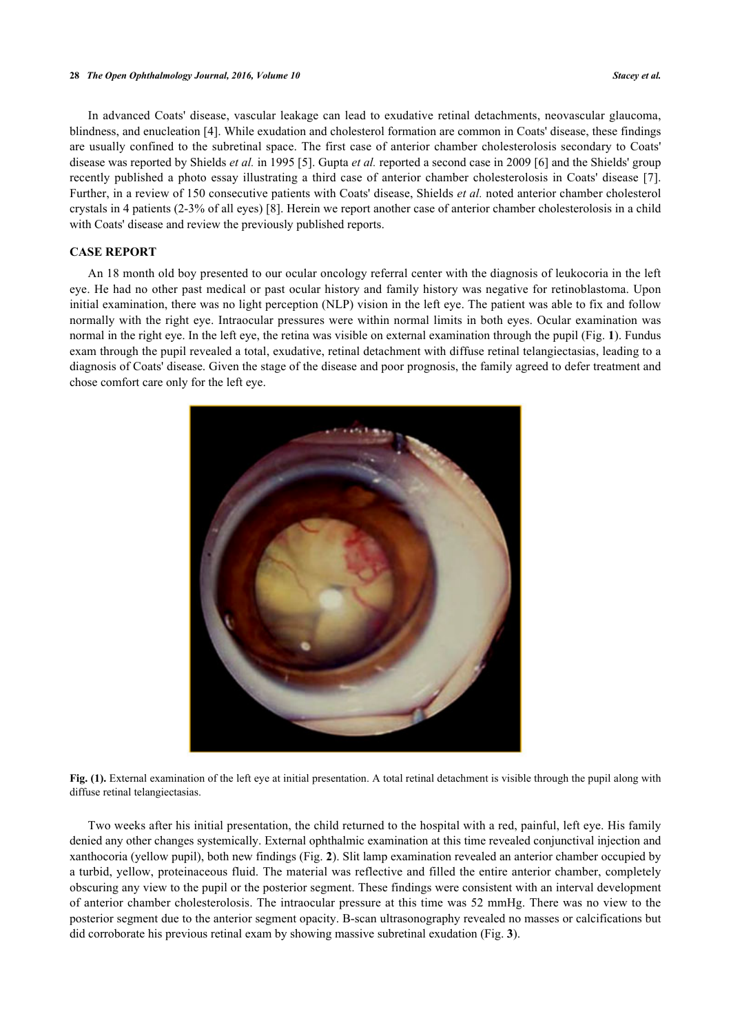In advanced Coats' disease, vascular leakage can lead to exudative retinal detachments, neovascular glaucoma, blindness, and enucleation [4]. While exudation and cholesterol formation are common in Coats' disease, these findings are usually confined to the subretinal space. The first case of anterior chamber cholesterolosis secondary to Coats' disease was reported by Shields *et al.* in 1995 [5]. Gupta *et al.* reported a second case in 2009 [6] and the Shields' group recently published a photo essay illustrating a third case of anterior chamber cholesterolosis in Coats' disease [7]. Further, in a review of 150 consecutive patients with Coats' disease, Shields *et al.* noted anterior chamber cholesterol crystals in 4 patients (2-3% of all eyes) [8]. Herein we report another case of anterior chamber cholesterolosis in a child with Coats' disease and review the previously published reports.

## CASE REPORT

An 18 month old boy presented to our ocular oncology referral center with the diagnosis of leukocoria in the left eye. He had no other past medical or past ocular history and family history was negative for retinoblastoma. Upon initial examination, there was no light perception (NLP) vision in the left eye. The patient was able to fix and follow normally with the right eye. Intraocular pressures were within normal limits in both eyes. Ocular examination was normal in the right eye. In the left eye, the retina was visible on external examination through the pupil (Fig. **1**). Fundus exam through the pupil revealed a total, exudative, retinal detachment with diffuse retinal telangiectasias, leading to a diagnosis of Coats' disease. Given the stage of the disease and poor prognosis, the family agreed to defer treatment and chose comfort care only for the left eye.

**Fig. (1).** External examination of the left eye at initial presentation. A total retinal detachment is visible through the pupil along with diffuse retinal telangiectasias.

Two weeks after his initial presentation, the child returned to the hospital with a red, painful, left eye. His family denied any other changes systemically. External ophthalmic examination at this time revealed conjunctival injection and xanthocoria (yellow pupil), both new findings (Fig. **2**). Slit lamp examination revealed an anterior chamber occupied by a turbid, yellow, proteinaceous fluid. The material was reflective and filled the entire anterior chamber, completely obscuring any view to the pupil or the posterior segment. These findings were consistent with an interval development of anterior chamber cholesterolosis. The intraocular pressure at this time was 52 mmHg. There was no view to the posterior segment due to the anterior segment opacity. B-scan ultrasonography revealed no masses or calcifications but did corroborate his previous retinal exam by showing massive subretinal exudation (Fig. **3**).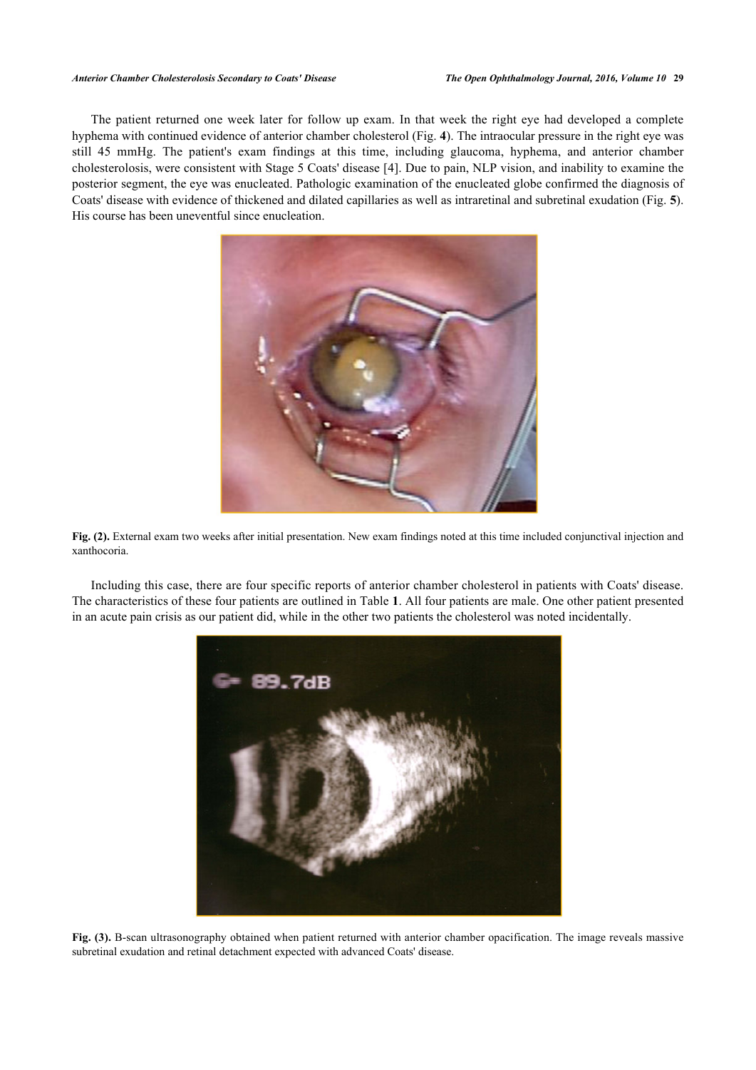The patient returned one week later for follow up exam. In that week the right eye had developed a complete hyphema with continued evidence of anterior chamber cholesterol (Fig. **4**). The intraocular pressure in the right eye was still 45 mmHg. The patient's exam findings at this time, including glaucoma, hyphema, and anterior chamber cholesterolosis, were consistent with Stage 5 Coats' disease [4]. Due to pain, NLP vision, and inability to examine the posterior segment, the eye was enucleated. Pathologic examination of the enucleated globe confirmed the diagnosis of Coats' disease with evidence of thickened and dilated capillaries as well as intraretinal and subretinal exudation (Fig. **5**). His course has been uneventful since enucleation.

**Fig. (2).** External exam two weeks after initial presentation. New exam findings noted at this time included conjunctival injection and xanthocoria.

Including this case, there are four specific reports of anterior chamber cholesterol in patients with Coats' disease. The characteristics of these four patients are outlined in Table **1**. All four patients are male. One other patient presented in an acute pain crisis as our patient did, while in the other two patients the cholesterol was noted incidentally.

**Fig. (3).** B-scan ultrasonography obtained when patient returned with anterior chamber opacification. The image reveals massive subretinal exudation and retinal detachment expected with advanced Coats' disease.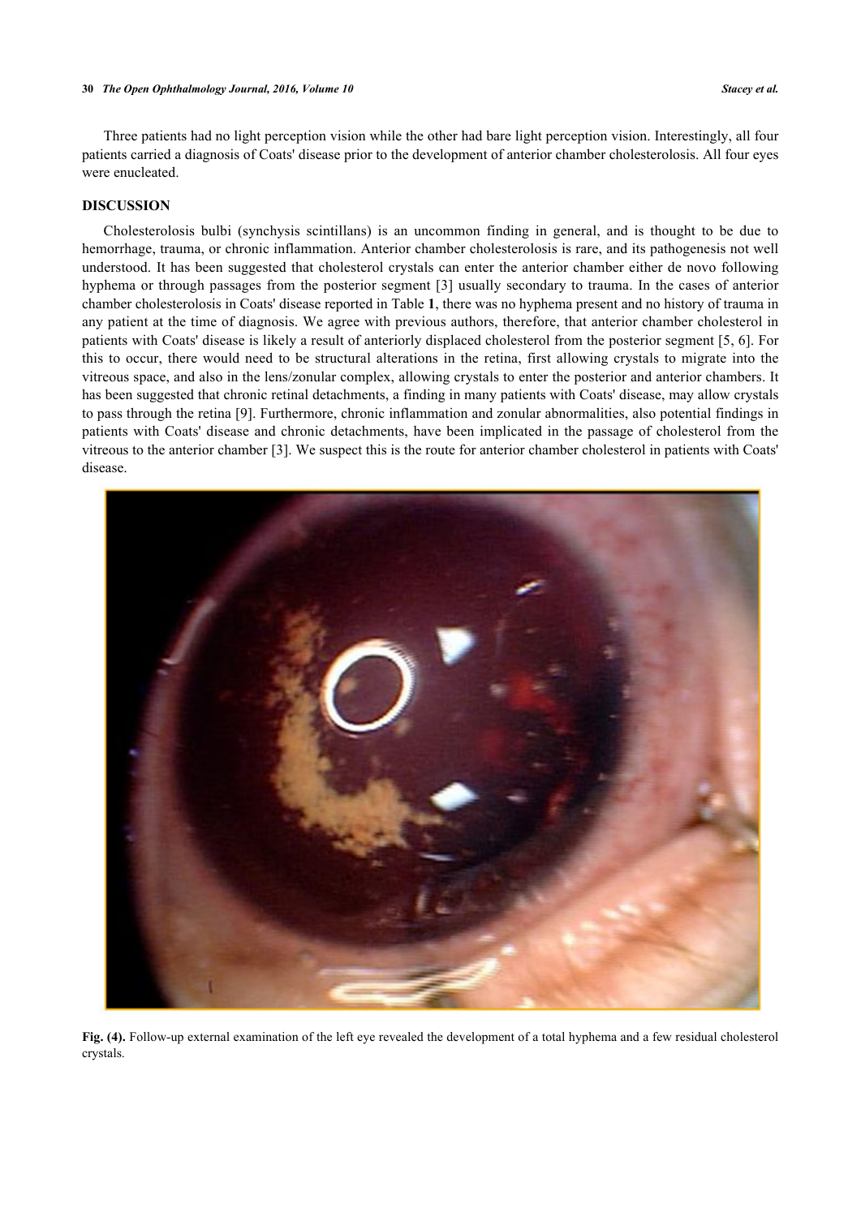Three patients had no light perception vision while the other had bare light perception vision. Interestingly, all four patients carried a diagnosis of Coats' disease prior to the development of anterior chamber cholesterolosis. All four eyes were enucleated.

## DISCUSSION

Cholesterolosis bulbi (synchysis scintillans) is an uncommon finding in general, and is thought to be due to hemorrhage, trauma, or chronic inflammation. Anterior chamber cholesterolosis is rare, and its pathogenesis not well understood. It has been suggested that cholesterol crystals can enter the anterior chamber either de novo following hyphema or through passages from the posterior segment [3] usually secondary to trauma. In the cases of anterior chamber cholesterolosis in Coats' disease reported in Table **1**, there was no hyphema present and no history of trauma in any patient at the time of diagnosis. We agree with previous authors, therefore, that anterior chamber cholesterol in patients with Coats' disease is likely a result of anteriorly displaced cholesterol from the posterior segment [5, 6]. For this to occur, there would need to be structural alterations in the retina, first allowing crystals to migrate into the vitreous space, and also in the lens/zonular complex, allowing crystals to enter the posterior and anterior chambers. It has been suggested that chronic retinal detachments, a finding in many patients with Coats' disease, may allow crystals to pass through the retina [9]. Furthermore, chronic inflammation and zonular abnormalities, also potential findings in patients with Coats' disease and chronic detachments, have been implicated in the passage of cholesterol from the vitreous to the anterior chamber [3]. We suspect this is the route for anterior chamber cholesterol in patients with Coats' disease.

**Fig. (4).** Follow-up external examination of the left eye revealed the development of a total hyphema and a few residual cholesterol crystals.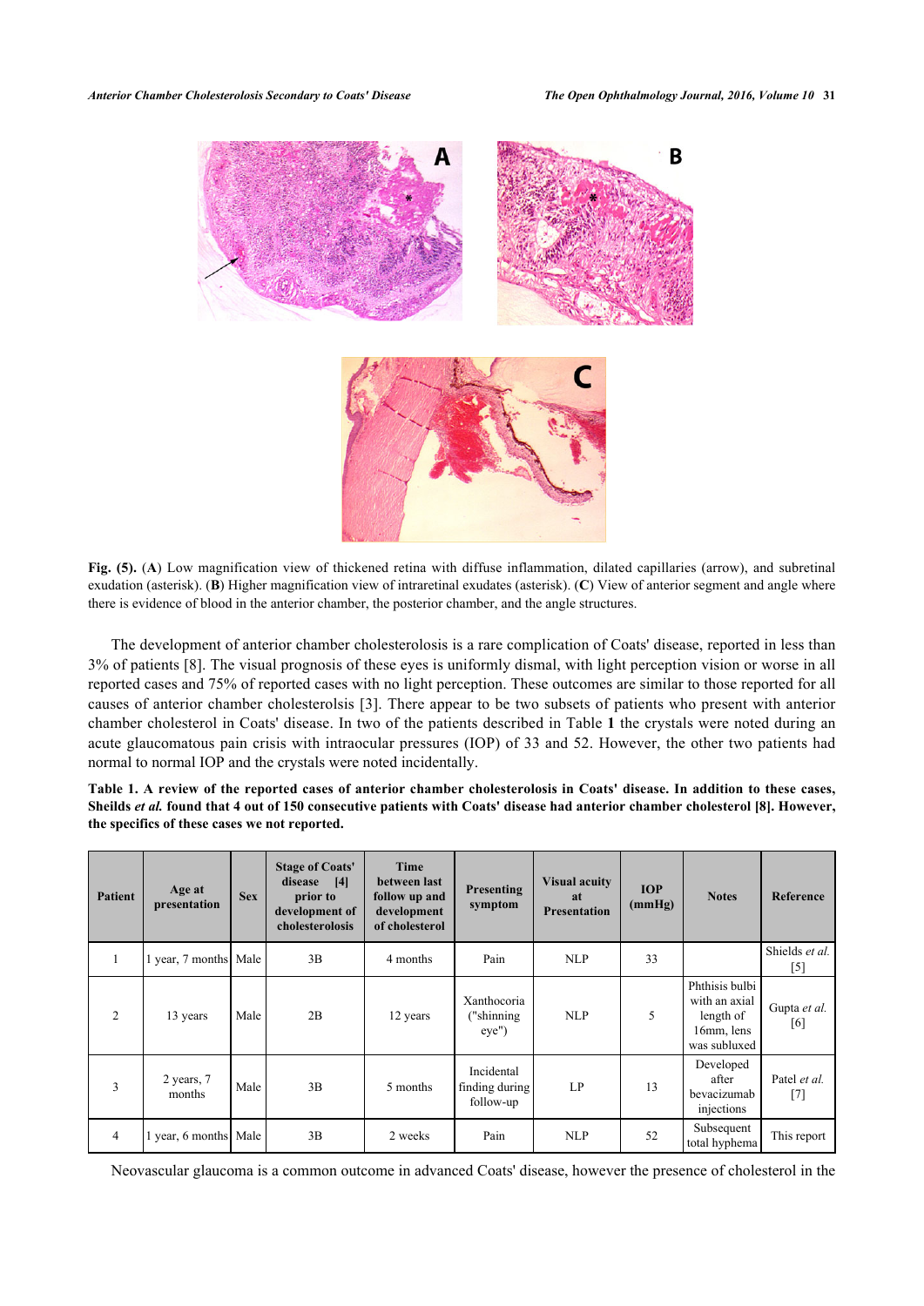**Fig. (5).** (**A**) Low magnification view of thickened retina with diffuse inflammation, dilated capillaries (arrow), and subretinal exudation (asterisk). (**B**) Higher magnification view of intraretinal exudates (asterisk). (**C**) View of anterior segment and angle where there is evidence of blood in the anterior chamber, the posterior chamber, and the angle structures.

The development of anterior chamber cholesterolosis is a rare complication of Coats' disease, reported in less than 3% of patients [8]. The visual prognosis of these eyes is uniformly dismal, with light perception vision or worse in all reported cases and 75% of reported cases with no light perception. These outcomes are similar to those reported for all causes of anterior chamber cholesterolsis [3]. There appear to be two subsets of patients who present with anterior chamber cholesterol in Coats' disease. In two of the patients described in Table **1** the crystals were noted during an acute glaucomatous pain crisis with intraocular pressures (IOP) of 33 and 52. However, the other two patients had normal to normal IOP and the crystals were noted incidentally.

**Table 1. A review of the reported cases of anterior chamber cholesterolosis in Coats' disease. In addition to these cases, Sheilds *et al.* found that 4 out of 150 consecutive patients with Coats' disease had anterior chamber cholesterol [8]. However, the specifics of these cases we not reported.**

| Patient | Age at presentation | Sex | Stage of Coats' disease [4] prior to development of cholesterolosis | Time between last follow up and development of cholesterol | Presenting symptom | Visual acuity at Presentation | IOP (mmHg) | Notes | Reference |
|---|---|---|---|---|---|---|---|---|---|
| 1 | 1 year, 7 months | Male | 3B | 4 months | Pain | NLP | 33 | | Shields *et al.* [5] |
| 2 | 13 years | Male | 2B | 12 years | Xanthocoria ("shinning eye") | NLP | 5 | Phthisis bulbi with an axial length of 16mm, lens was subluxed | Gupta *et al.* [6] |
| 3 | 2 years, 7 months | Male | 3B | 5 months | Incidental finding during follow-up | LP | 13 | Developed after bevacizumab injections | Patel *et al.* [7] |
| 4 | 1 year, 6 months | Male | 3B | 2 weeks | Pain | NLP | 52 | Subsequent total hyphema | This report |

Neovascular glaucoma is a common outcome in advanced Coats' disease, however the presence of cholesterol in the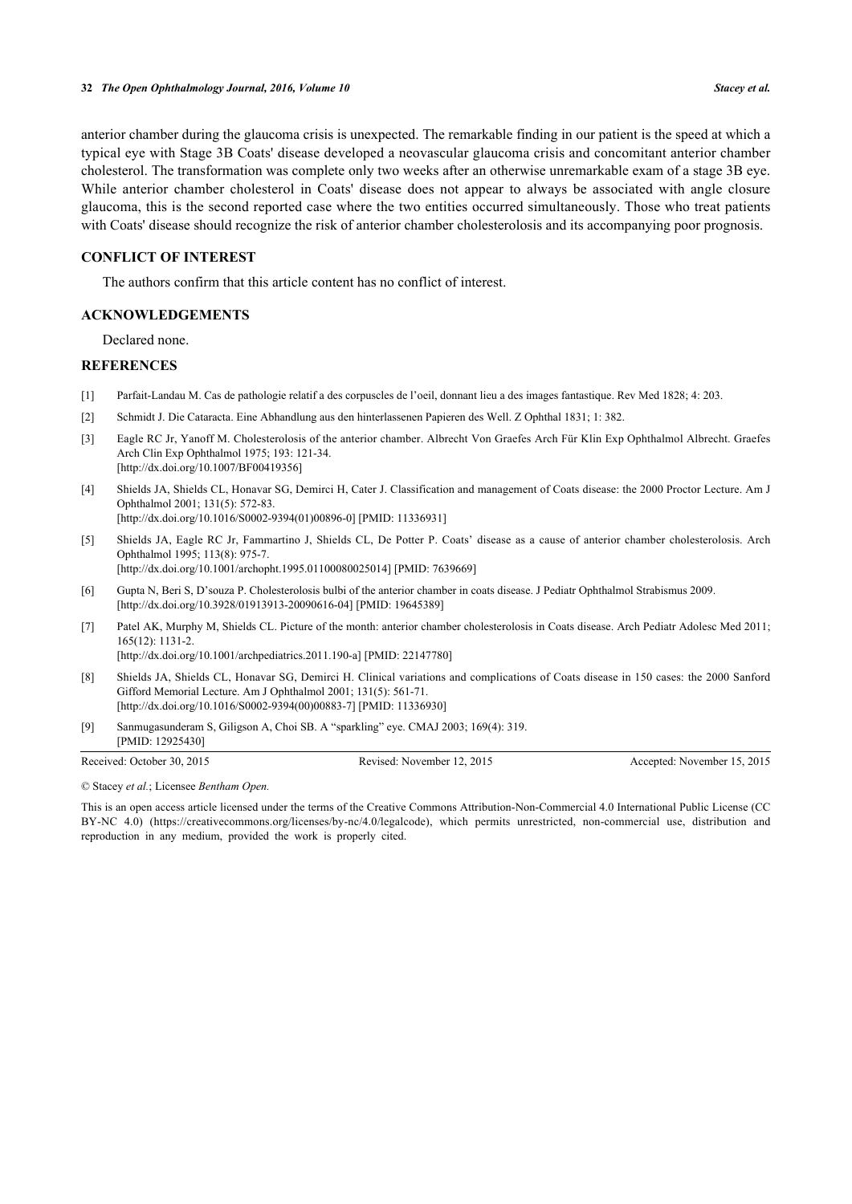anterior chamber during the glaucoma crisis is unexpected. The remarkable finding in our patient is the speed at which a typical eye with Stage 3B Coats' disease developed a neovascular glaucoma crisis and concomitant anterior chamber cholesterol. The transformation was complete only two weeks after an otherwise unremarkable exam of a stage 3B eye. While anterior chamber cholesterol in Coats' disease does not appear to always be associated with angle closure glaucoma, this is the second reported case where the two entities occurred simultaneously. Those who treat patients with Coats' disease should recognize the risk of anterior chamber cholesterolosis and its accompanying poor prognosis.

## CONFLICT OF INTEREST

The authors confirm that this article content has no conflict of interest.

## ACKNOWLEDGEMENTS

Declared none.

## REFERENCES

[1] Parfait-Landau M. Cas de pathologie relatif a des corpuscles de l'oeil, donnant lieu a des images fantastique. Rev Med 1828; 4: 203.

[2] Schmidt J. Die Cataracta. Eine Abhandlung aus den hinterlassenen Papieren des Well. Z Ophthal 1831; 1: 382.

[3] Eagle RC Jr, Yanoff M. Cholesterolosis of the anterior chamber. Albrecht Von Graefes Arch Für Klin Exp Ophthalmol Albrecht. Graefes Arch Clin Exp Ophthalmol 1975; 193: 121-34.
[http://dx.doi.org/10.1007/BF00419356]

[4] Shields JA, Shields CL, Honavar SG, Demirci H, Cater J. Classification and management of Coats disease: the 2000 Proctor Lecture. Am J Ophthalmol 2001; 131(5): 572-83.
[http://dx.doi.org/10.1016/S0002-9394(01)00896-0] [PMID: 11336931]

[5] Shields JA, Eagle RC Jr, Fammartino J, Shields CL, De Potter P. Coats' disease as a cause of anterior chamber cholesterolosis. Arch Ophthalmol 1995; 113(8): 975-7.
[http://dx.doi.org/10.1001/archopht.1995.01100080025014] [PMID: 7639669]

[6] Gupta N, Beri S, D'souza P. Cholesterolosis bulbi of the anterior chamber in coats disease. J Pediatr Ophthalmol Strabismus 2009.
[http://dx.doi.org/10.3928/01913913-20090616-04] [PMID: 19645389]

[7] Patel AK, Murphy M, Shields CL. Picture of the month: anterior chamber cholesterolosis in Coats disease. Arch Pediatr Adolesc Med 2011; 165(12): 1131-2.
[http://dx.doi.org/10.1001/archpediatrics.2011.190-a] [PMID: 22147780]

[8] Shields JA, Shields CL, Honavar SG, Demirci H. Clinical variations and complications of Coats disease in 150 cases: the 2000 Sanford Gifford Memorial Lecture. Am J Ophthalmol 2001; 131(5): 561-71.
[http://dx.doi.org/10.1016/S0002-9394(00)00883-7] [PMID: 11336930]

[9] Sanmugasunderam S, Giligson A, Choi SB. A "sparkling" eye. CMAJ 2003; 169(4): 319.
[PMID: 12925430]

Received: October 30, 2015 Revised: November 12, 2015 Accepted: November 15, 2015

© Stacey *et al.*; Licensee *Bentham Open.*

This is an open access article licensed under the terms of the Creative Commons Attribution-Non-Commercial 4.0 International Public License (CC BY-NC 4.0) (https://creativecommons.org/licenses/by-nc/4.0/legalcode), which permits unrestricted, non-commercial use, distribution and reproduction in any medium, provided the work is properly cited.